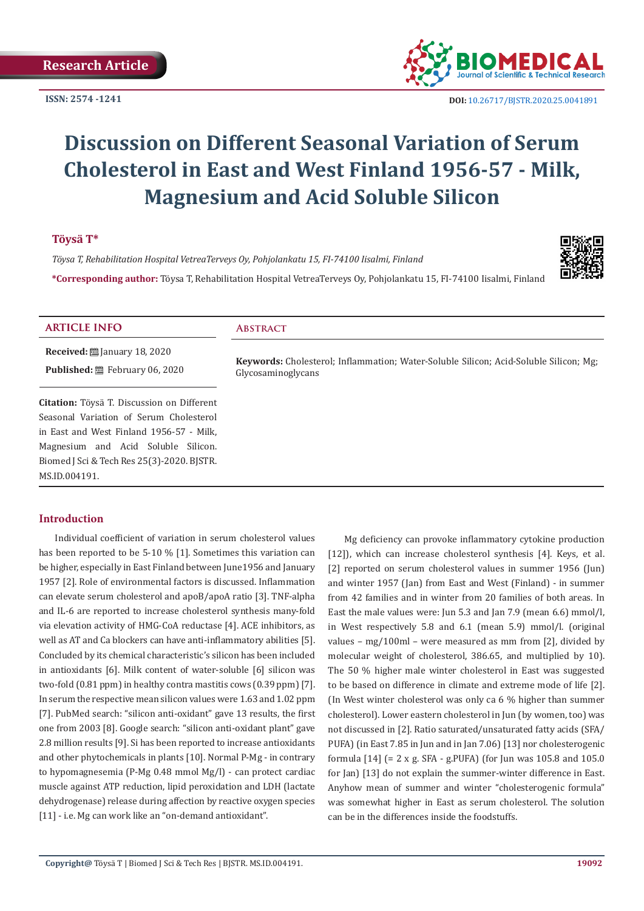Research Article

ISSN: 2574 -1241

DOI: 10.26717/BJSTR.2020.25.0041891

# Discussion on Different Seasonal Variation of Serum Cholesterol in East and West Finland 1956-57 - Milk, Magnesium and Acid Soluble Silicon

**Töysä T***

*Töysa T, Rehabilitation Hospital VetreaTerveys Oy, Pohjolankatu 15, FI-74100 Iisalmi, Finland*

**\*Corresponding author:** Töysa T, Rehabilitation Hospital VetreaTerveys Oy, Pohjolankatu 15, FI-74100 Iisalmi, Finland

## ARTICLE INFO

**Received:** January 18, 2020

**Published:** February 06, 2020

**Citation:** Töysä T. Discussion on Different Seasonal Variation of Serum Cholesterol in East and West Finland 1956-57 - Milk, Magnesium and Acid Soluble Silicon. Biomed J Sci & Tech Res 25(3)-2020. BJSTR. MS.ID.004191.

## Abstract

**Keywords:** Cholesterol; Inflammation; Water-Soluble Silicon; Acid-Soluble Silicon; Mg; Glycosaminoglycans

## Introduction

Individual coefficient of variation in serum cholesterol values has been reported to be 5-10 % [1]. Sometimes this variation can be higher, especially in East Finland between June1956 and January 1957 [2]. Role of environmental factors is discussed. Inflammation can elevate serum cholesterol and apoB/apoA ratio [3]. TNF-alpha and IL-6 are reported to increase cholesterol synthesis many-fold via elevation activity of HMG-CoA reductase [4]. ACE inhibitors, as well as AT and Ca blockers can have anti-inflammatory abilities [5]. Concluded by its chemical characteristic's silicon has been included in antioxidants [6]. Milk content of water-soluble [6] silicon was two-fold (0.81 ppm) in healthy contra mastitis cows (0.39 ppm) [7]. In serum the respective mean silicon values were 1.63 and 1.02 ppm [7]. PubMed search: "silicon anti-oxidant" gave 13 results, the first one from 2003 [8]. Google search: "silicon anti-oxidant plant" gave 2.8 million results [9]. Si has been reported to increase antioxidants and other phytochemicals in plants [10]. Normal P-Mg - in contrary to hypomagnesemia (P-Mg 0.48 mmol Mg/l) - can protect cardiac muscle against ATP reduction, lipid peroxidation and LDH (lactate dehydrogenase) release during affection by reactive oxygen species [11] - i.e. Mg can work like an "on-demand antioxidant".

Mg deficiency can provoke inflammatory cytokine production [12]), which can increase cholesterol synthesis [4]. Keys, et al. [2] reported on serum cholesterol values in summer 1956 (Jun) and winter 1957 (Jan) from East and West (Finland) - in summer from 42 families and in winter from 20 families of both areas. In East the male values were: Jun 5.3 and Jan 7.9 (mean 6.6) mmol/l, in West respectively 5.8 and 6.1 (mean 5.9) mmol/l. (original values – mg/100ml – were measured as mm from [2], divided by molecular weight of cholesterol, 386.65, and multiplied by 10). The 50 % higher male winter cholesterol in East was suggested to be based on difference in climate and extreme mode of life [2]. (In West winter cholesterol was only ca 6 % higher than summer cholesterol). Lower eastern cholesterol in Jun (by women, too) was not discussed in [2]. Ratio saturated/unsaturated fatty acids (SFA/PUFA) (in East 7.85 in Jun and in Jan 7.06) [13] nor cholesterogenic formula [14] (= 2 x g. SFA - g.PUFA) (for Jun was 105.8 and 105.0 for Jan) [13] do not explain the summer-winter difference in East. Anyhow mean of summer and winter "cholesterogenic formula" was somewhat higher in East as serum cholesterol. The solution can be in the differences inside the foodstuffs.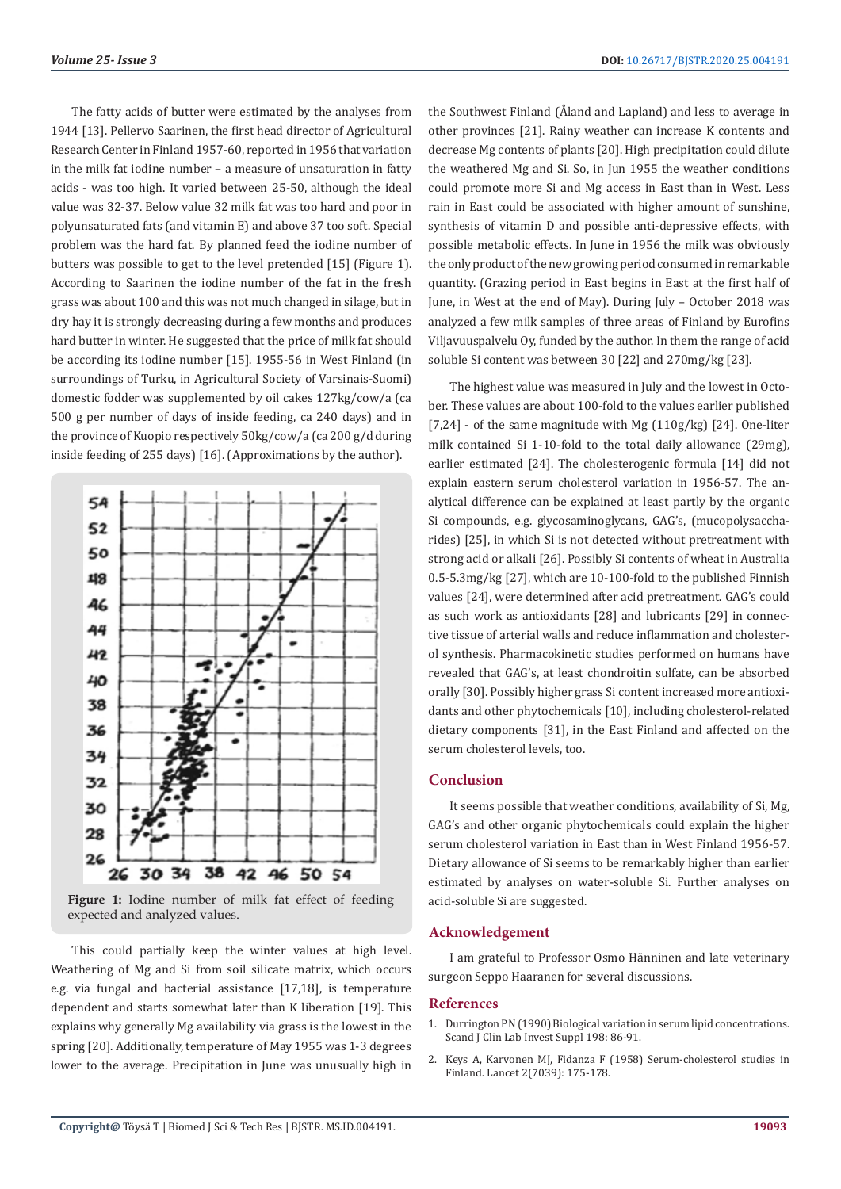The fatty acids of butter were estimated by the analyses from 1944 [13]. Pellervo Saarinen, the first head director of Agricultural Research Center in Finland 1957-60, reported in 1956 that variation in the milk fat iodine number – a measure of unsaturation in fatty acids - was too high. It varied between 25-50, although the ideal value was 32-37. Below value 32 milk fat was too hard and poor in polyunsaturated fats (and vitamin E) and above 37 too soft. Special problem was the hard fat. By planned feed the iodine number of butters was possible to get to the level pretended [15] (Figure 1). According to Saarinen the iodine number of the fat in the fresh grass was about 100 and this was not much changed in silage, but in dry hay it is strongly decreasing during a few months and produces hard butter in winter. He suggested that the price of milk fat should be according its iodine number [15]. 1955-56 in West Finland (in surroundings of Turku, in Agricultural Society of Varsinais-Suomi) domestic fodder was supplemented by oil cakes 127kg/cow/a (ca 500 g per number of days of inside feeding, ca 240 days) and in the province of Kuopio respectively 50kg/cow/a (ca 200 g/d during inside feeding of 255 days) [16]. (Approximations by the author).

**Figure 1:** Iodine number of milk fat effect of feeding expected and analyzed values.

This could partially keep the winter values at high level. Weathering of Mg and Si from soil silicate matrix, which occurs e.g. via fungal and bacterial assistance [17,18], is temperature dependent and starts somewhat later than K liberation [19]. This explains why generally Mg availability via grass is the lowest in the spring [20]. Additionally, temperature of May 1955 was 1-3 degrees lower to the average. Precipitation in June was unusually high in the Southwest Finland (Åland and Lapland) and less to average in other provinces [21]. Rainy weather can increase K contents and decrease Mg contents of plants [20]. High precipitation could dilute the weathered Mg and Si. So, in Jun 1955 the weather conditions could promote more Si and Mg access in East than in West. Less rain in East could be associated with higher amount of sunshine, synthesis of vitamin D and possible anti-depressive effects, with possible metabolic effects. In June in 1956 the milk was obviously the only product of the new growing period consumed in remarkable quantity. (Grazing period in East begins in East at the first half of June, in West at the end of May). During July – October 2018 was analyzed a few milk samples of three areas of Finland by Eurofins Viljavuuspalvelu Oy, funded by the author. In them the range of acid soluble Si content was between 30 [22] and 270mg/kg [23].

The highest value was measured in July and the lowest in October. These values are about 100-fold to the values earlier published [7,24] - of the same magnitude with Mg (110g/kg) [24]. One-liter milk contained Si 1-10-fold to the total daily allowance (29mg), earlier estimated [24]. The cholesterogenic formula [14] did not explain eastern serum cholesterol variation in 1956-57. The analytical difference can be explained at least partly by the organic Si compounds, e.g. glycosaminoglycans, GAG's, (mucopolysaccharides) [25], in which Si is not detected without pretreatment with strong acid or alkali [26]. Possibly Si contents of wheat in Australia 0.5-5.3mg/kg [27], which are 10-100-fold to the published Finnish values [24], were determined after acid pretreatment. GAG's could as such work as antioxidants [28] and lubricants [29] in connective tissue of arterial walls and reduce inflammation and cholesterol synthesis. Pharmacokinetic studies performed on humans have revealed that GAG's, at least chondroitin sulfate, can be absorbed orally [30]. Possibly higher grass Si content increased more antioxidants and other phytochemicals [10], including cholesterol-related dietary components [31], in the East Finland and affected on the serum cholesterol levels, too.

## Conclusion

It seems possible that weather conditions, availability of Si, Mg, GAG's and other organic phytochemicals could explain the higher serum cholesterol variation in East than in West Finland 1956-57. Dietary allowance of Si seems to be remarkably higher than earlier estimated by analyses on water-soluble Si. Further analyses on acid-soluble Si are suggested.

## Acknowledgement

I am grateful to Professor Osmo Hänninen and late veterinary surgeon Seppo Haaranen for several discussions.

## References

1. Durrington PN (1990) Biological variation in serum lipid concentrations. Scand J Clin Lab Invest Suppl 198: 86-91.
2. Keys A, Karvonen MJ, Fidanza F (1958) Serum-cholesterol studies in Finland. Lancet 2(7039): 175-178.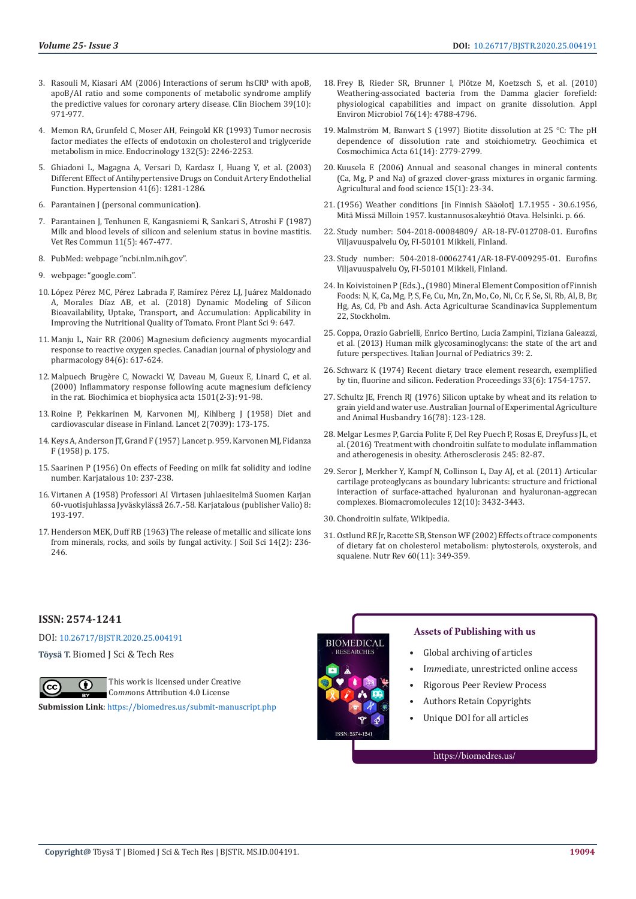3. Rasouli M, Kiasari AM (2006) Interactions of serum hsCRP with apoB, apoB/AI ratio and some components of metabolic syndrome amplify the predictive values for coronary artery disease. Clin Biochem 39(10): 971-977.

4. Memon RA, Grunfeld C, Moser AH, Feingold KR (1993) Tumor necrosis factor mediates the effects of endotoxin on cholesterol and triglyceride metabolism in mice. Endocrinology 132(5): 2246-2253.

5. Ghiadoni L, Magagna A, Versari D, Kardasz I, Huang Y, et al. (2003) Different Effect of Antihypertensive Drugs on Conduit Artery Endothelial Function. Hypertension 41(6): 1281-1286.

6. Parantainen J (personal communication).

7. Parantainen J, Tenhunen E, Kangasniemi R, Sankari S, Atroshi F (1987) Milk and blood levels of silicon and selenium status in bovine mastitis. Vet Res Commun 11(5): 467-477.

8. PubMed: webpage "ncbi.nlm.nih.gov".

9. webpage: "google.com".

10. López Pérez MC, Pérez Labrada F, Ramírez Pérez LJ, Juárez Maldonado A, Morales Díaz AB, et al. (2018) Dynamic Modeling of Silicon Bioavailability, Uptake, Transport, and Accumulation: Applicability in Improving the Nutritional Quality of Tomato. Front Plant Sci 9: 647.

11. Manju L, Nair RR (2006) Magnesium deficiency augments myocardial response to reactive oxygen species. Canadian journal of physiology and pharmacology 84(6): 617-624.

12. Malpuech Brugère C, Nowacki W, Daveau M, Gueux E, Linard C, et al. (2000) Inflammatory response following acute magnesium deficiency in the rat. Biochimica et biophysica acta 1501(2-3): 91-98.

13. Roine P, Pekkarinen M, Karvonen MJ, Kihlberg J (1958) Diet and cardiovascular disease in Finland. Lancet 2(7039): 173-175.

14. Keys A, Anderson JT, Grand F (1957) Lancet p. 959. Karvonen MJ, Fidanza F (1958) p. 175.

15. Saarinen P (1956) On effects of Feeding on milk fat solidity and iodine number. Karjatalous 10: 237-238.

16. Virtanen A (1958) Professori AI Virtasen juhlaesitelmä Suomen Karjan 60-vuotisjuhlassa Jyväskylässä 26.7.-58. Karjatalous (publisher Valio) 8: 193-197.

17. Henderson MEK, Duff RB (1963) The release of metallic and silicate ions from minerals, rocks, and soils by fungal activity. J Soil Sci 14(2): 236-246.

18. Frey B, Rieder SR, Brunner I, Plötze M, Koetzsch S, et al. (2010) Weathering-associated bacteria from the Damma glacier forefield: physiological capabilities and impact on granite dissolution. Appl Environ Microbiol 76(14): 4788-4796.

19. Malmström M, Banwart S (1997) Biotite dissolution at 25 °C: The pH dependence of dissolution rate and stoichiometry. Geochimica et Cosmochimica Acta 61(14): 2779-2799.

20. Kuusela E (2006) Annual and seasonal changes in mineral contents (Ca, Mg, P and Na) of grazed clover-grass mixtures in organic farming. Agricultural and food science 15(1): 23-34.

21. (1956) Weather conditions [in Finnish Sääolot] 1.7.1955 - 30.6.1956, Mitä Missä Milloin 1957. kustannusosakeyhtiö Otava. Helsinki. p. 66.

22. Study number: 504-2018-00084809/ AR-18-FV-012708-01. Eurofins Viljavuuspalvelu Oy, FI-50101 Mikkeli, Finland.

23. Study number: 504-2018-00062741/AR-18-FV-009295-01. Eurofins Viljavuuspalvelu Oy, FI-50101 Mikkeli, Finland.

24. In Koivistoinen P (Eds.)., (1980) Mineral Element Composition of Finnish Foods: N, K, Ca, Mg, P, S, Fe, Cu, Mn, Zn, Mo, Co, Ni, Cr, F, Se, Si, Rb, Al, B, Br, Hg, As, Cd, Pb and Ash. Acta Agriculturae Scandinavica Supplementum 22, Stockholm.

25. Coppa, Orazio Gabrielli, Enrico Bertino, Lucia Zampini, Tiziana Galeazzi, et al. (2013) Human milk glycosaminoglycans: the state of the art and future perspectives. Italian Journal of Pediatrics 39: 2.

26. Schwarz K (1974) Recent dietary trace element research, exemplified by tin, fluorine and silicon. Federation Proceedings 33(6): 1754-1757.

27. Schultz JE, French RJ (1976) Silicon uptake by wheat and its relation to grain yield and water use. Australian Journal of Experimental Agriculture and Animal Husbandry 16(78): 123-128.

28. Melgar Lesmes P, Garcia Polite F, Del Rey Puech P, Rosas E, Dreyfuss JL, et al. (2016) Treatment with chondroitin sulfate to modulate inflammation and atherogenesis in obesity. Atherosclerosis 245: 82-87.

29. Seror J, Merkher Y, Kampf N, Collinson L, Day AJ, et al. (2011) Articular cartilage proteoglycans as boundary lubricants: structure and frictional interaction of surface-attached hyaluronan and hyaluronan-aggrecan complexes. Biomacromolecules 12(10): 3432-3443.

30. Chondroitin sulfate, Wikipedia.

31. Ostlund RE Jr, Racette SB, Stenson WF (2002) Effects of trace components of dietary fat on cholesterol metabolism: phytosterols, oxysterols, and squalene. Nutr Rev 60(11): 349-359.

**ISSN: 2574-1241**

DOI: 10.26717/BJSTR.2020.25.004191

**Töysä T.** Biomed J Sci & Tech Res

This work is licensed under Creative Commons Attribution 4.0 License

**Submission Link**: https://biomedres.us/submit-manuscript.php

**Assets of Publishing with us**

- Global archiving of articles
- Immediate, unrestricted online access
- Rigorous Peer Review Process
- Authors Retain Copyrights
- Unique DOI for all articles

https://biomedres.us/